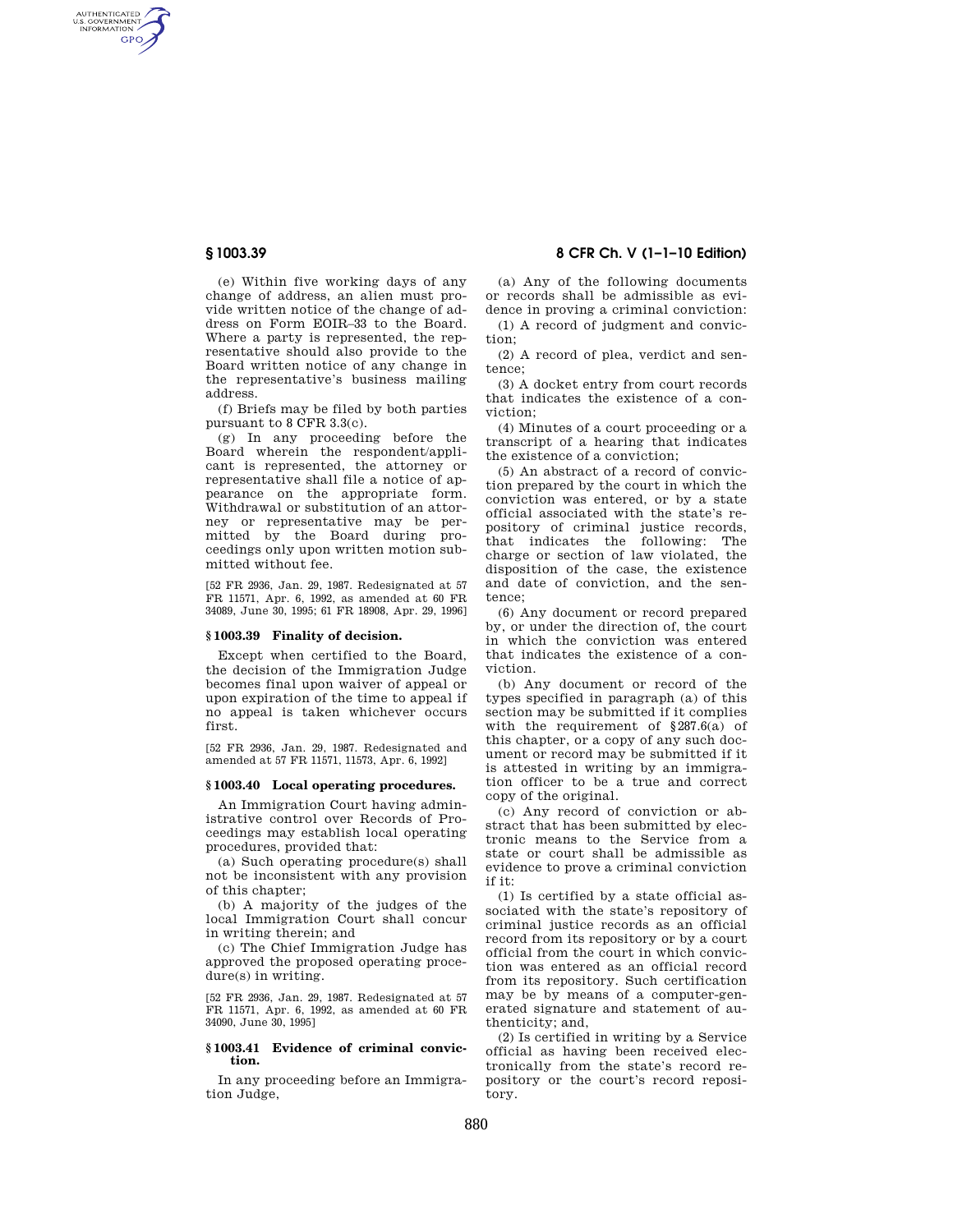(e) Within five working days of any change of address, an alien must provide written notice of the change of address on Form EOIR–33 to the Board. Where a party is represented, the representative should also provide to the Board written notice of any change in the representative's business mailing address.

(f) Briefs may be filed by both parties pursuant to 8 CFR 3.3(c).

(g) In any proceeding before the Board wherein the respondent/applicant is represented, the attorney or representative shall file a notice of appearance on the appropriate form. Withdrawal or substitution of an attorney or representative may be permitted by the Board during proceedings only upon written motion submitted without fee.

[52 FR 2936, Jan. 29, 1987. Redesignated at 57 FR 11571, Apr. 6, 1992, as amended at 60 FR 34089, June 30, 1995; 61 FR 18908, Apr. 29, 1996]

## § 1003.39 Finality of decision.

Except when certified to the Board, the decision of the Immigration Judge becomes final upon waiver of appeal or upon expiration of the time to appeal if no appeal is taken whichever occurs first.

[52 FR 2936, Jan. 29, 1987. Redesignated and amended at 57 FR 11571, 11573, Apr. 6, 1992]

## § 1003.40 Local operating procedures.

An Immigration Court having administrative control over Records of Proceedings may establish local operating procedures, provided that:

(a) Such operating procedure(s) shall not be inconsistent with any provision of this chapter;

(b) A majority of the judges of the local Immigration Court shall concur in writing therein; and

(c) The Chief Immigration Judge has approved the proposed operating procedure(s) in writing.

[52 FR 2936, Jan. 29, 1987. Redesignated at 57 FR 11571, Apr. 6, 1992, as amended at 60 FR 34090, June 30, 1995]

## § 1003.41 Evidence of criminal conviction.

In any proceeding before an Immigration Judge,

(a) Any of the following documents or records shall be admissible as evidence in proving a criminal conviction:

(1) A record of judgment and conviction;

(2) A record of plea, verdict and sentence;

(3) A docket entry from court records that indicates the existence of a conviction;

(4) Minutes of a court proceeding or a transcript of a hearing that indicates the existence of a conviction;

(5) An abstract of a record of conviction prepared by the court in which the conviction was entered, or by a state official associated with the state's repository of criminal justice records, that indicates the following: The charge or section of law violated, the disposition of the case, the existence and date of conviction, and the sentence;

(6) Any document or record prepared by, or under the direction of, the court in which the conviction was entered that indicates the existence of a conviction.

(b) Any document or record of the types specified in paragraph (a) of this section may be submitted if it complies with the requirement of §287.6(a) of this chapter, or a copy of any such document or record may be submitted if it is attested in writing by an immigration officer to be a true and correct copy of the original.

(c) Any record of conviction or abstract that has been submitted by electronic means to the Service from a state or court shall be admissible as evidence to prove a criminal conviction if it:

(1) Is certified by a state official associated with the state's repository of criminal justice records as an official record from its repository or by a court official from the court in which conviction was entered as an official record from its repository. Such certification may be by means of a computer-generated signature and statement of authenticity; and,

(2) Is certified in writing by a Service official as having been received electronically from the state's record repository or the court's record repository.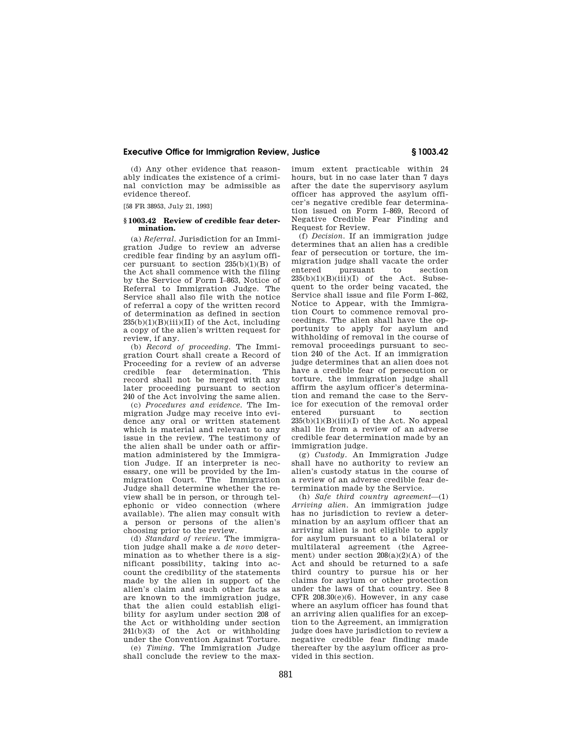(d) Any other evidence that reasonably indicates the existence of a criminal conviction may be admissible as evidence thereof.

[58 FR 38953, July 21, 1993]

## § 1003.42 Review of credible fear determination.

(a) *Referral.* Jurisdiction for an Immigration Judge to review an adverse credible fear finding by an asylum officer pursuant to section 235(b)(1)(B) of the Act shall commence with the filing by the Service of Form I–863, Notice of Referral to Immigration Judge. The Service shall also file with the notice of referral a copy of the written record of determination as defined in section 235(b)(1)(B)(iii)(II) of the Act, including a copy of the alien's written request for review, if any.

(b) *Record of proceeding.* The Immigration Court shall create a Record of Proceeding for a review of an adverse credible fear determination. This record shall not be merged with any later proceeding pursuant to section 240 of the Act involving the same alien.

(c) *Procedures and evidence.* The Immigration Judge may receive into evidence any oral or written statement which is material and relevant to any issue in the review. The testimony of the alien shall be under oath or affirmation administered by the Immigration Judge. If an interpreter is necessary, one will be provided by the Immigration Court. The Immigration Judge shall determine whether the review shall be in person, or through telephonic or video connection (where available). The alien may consult with a person or persons of the alien's choosing prior to the review.

(d) *Standard of review.* The immigration judge shall make a *de novo* determination as to whether there is a significant possibility, taking into account the credibility of the statements made by the alien in support of the alien's claim and such other facts as are known to the immigration judge, that the alien could establish eligibility for asylum under section 208 of the Act or withholding under section 241(b)(3) of the Act or withholding under the Convention Against Torture.

(e) *Timing.* The Immigration Judge shall conclude the review to the maximum extent practicable within 24 hours, but in no case later than 7 days after the date the supervisory asylum officer has approved the asylum officer's negative credible fear determination issued on Form I–869, Record of Negative Credible Fear Finding and Request for Review.

(f) *Decision.* If an immigration judge determines that an alien has a credible fear of persecution or torture, the immigration judge shall vacate the order entered pursuant to section 235(b)(1)(B)(iii)(I) of the Act. Subsequent to the order being vacated, the Service shall issue and file Form I–862, Notice to Appear, with the Immigration Court to commence removal proceedings. The alien shall have the opportunity to apply for asylum and withholding of removal in the course of removal proceedings pursuant to section 240 of the Act. If an immigration judge determines that an alien does not have a credible fear of persecution or torture, the immigration judge shall affirm the asylum officer's determination and remand the case to the Service for execution of the removal order entered pursuant to section 235(b)(1)(B)(iii)(I) of the Act. No appeal shall lie from a review of an adverse credible fear determination made by an immigration judge.

(g) *Custody.* An Immigration Judge shall have no authority to review an alien's custody status in the course of a review of an adverse credible fear determination made by the Service.

(h) *Safe third country agreement*—(1) *Arriving alien.* An immigration judge has no jurisdiction to review a determination by an asylum officer that an arriving alien is not eligible to apply for asylum pursuant to a bilateral or multilateral agreement (the Agreement) under section 208(a)(2)(A) of the Act and should be returned to a safe third country to pursue his or her claims for asylum or other protection under the laws of that country. See 8 CFR 208.30(e)(6). However, in any case where an asylum officer has found that an arriving alien qualifies for an exception to the Agreement, an immigration judge does have jurisdiction to review a negative credible fear finding made thereafter by the asylum officer as provided in this section.